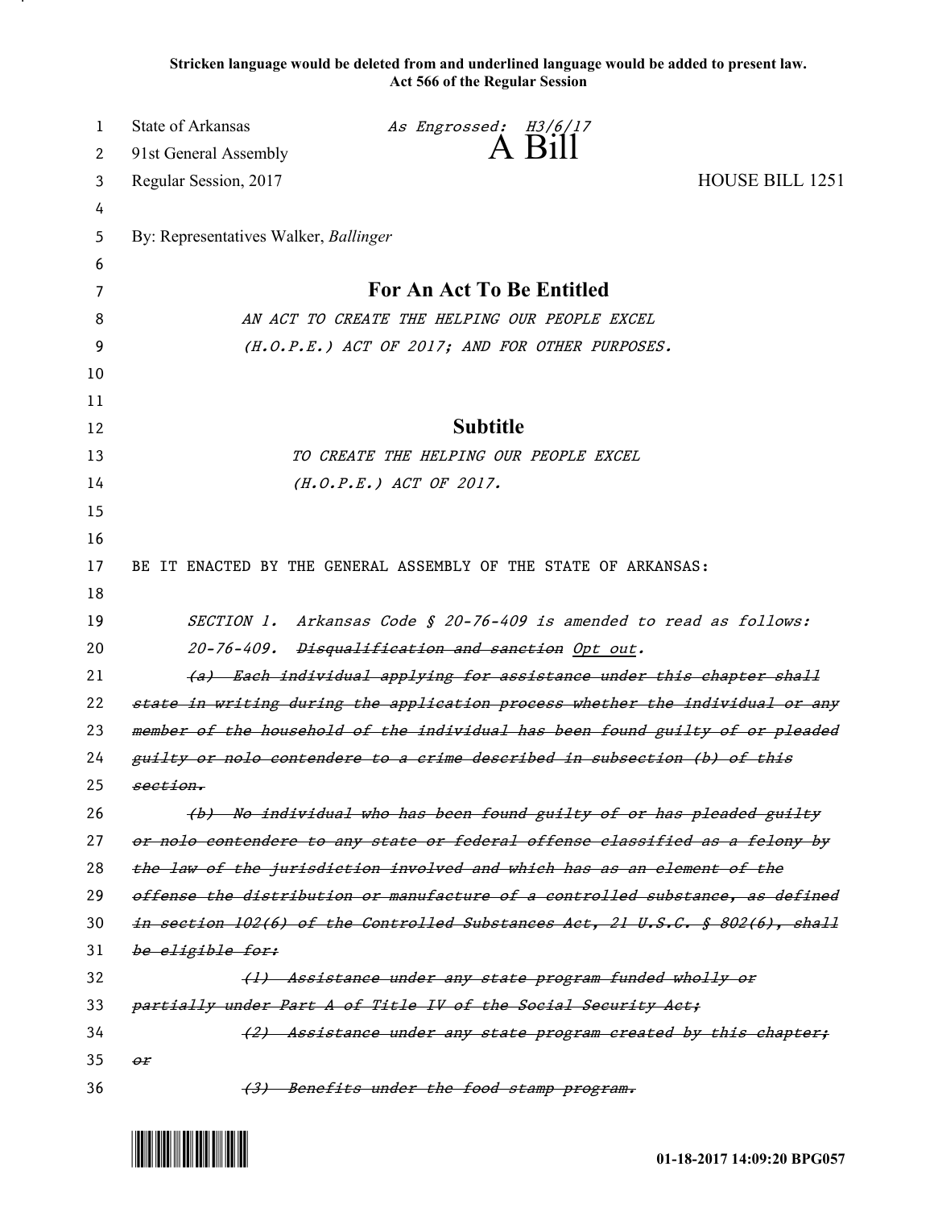**Stricken language would be deleted from and underlined language would be added to present law.**
**Act 566 of the Regular Session**

State of Arkansas *As Engrossed: H3/6/17*
91st General Assembly **A Bill**
Regular Session, 2017 HOUSE BILL 1251

By: Representatives Walker, *Ballinger*

## For An Act To Be Entitled

*AN ACT TO CREATE THE HELPING OUR PEOPLE EXCEL (H.O.P.E.) ACT OF 2017; AND FOR OTHER PURPOSES.*

## Subtitle

*TO CREATE THE HELPING OUR PEOPLE EXCEL (H.O.P.E.) ACT OF 2017.*

BE IT ENACTED BY THE GENERAL ASSEMBLY OF THE STATE OF ARKANSAS:

*SECTION 1. Arkansas Code § 20-76-409 is amended to read as follows:*

*20-76-409. ~~Disqualification and sanction~~ Opt out.*

*~~(a) Each individual applying for assistance under this chapter shall state in writing during the application process whether the individual or any member of the household of the individual has been found guilty of or pleaded guilty or nolo contendere to a crime described in subsection (b) of this section.~~*

*~~(b) No individual who has been found guilty of or has pleaded guilty or nolo contendere to any state or federal offense classified as a felony by the law of the jurisdiction involved and which has as an element of the offense the distribution or manufacture of a controlled substance, as defined in section 102(6) of the Controlled Substances Act, 21 U.S.C. § 802(6), shall be eligible for:~~*

*~~(1) Assistance under any state program funded wholly or partially under Part A of Title IV of the Social Security Act;~~*

*~~(2) Assistance under any state program created by this chapter; or~~*

*~~(3) Benefits under the food stamp program.~~*

01-18-2017 14:09:20 BPG057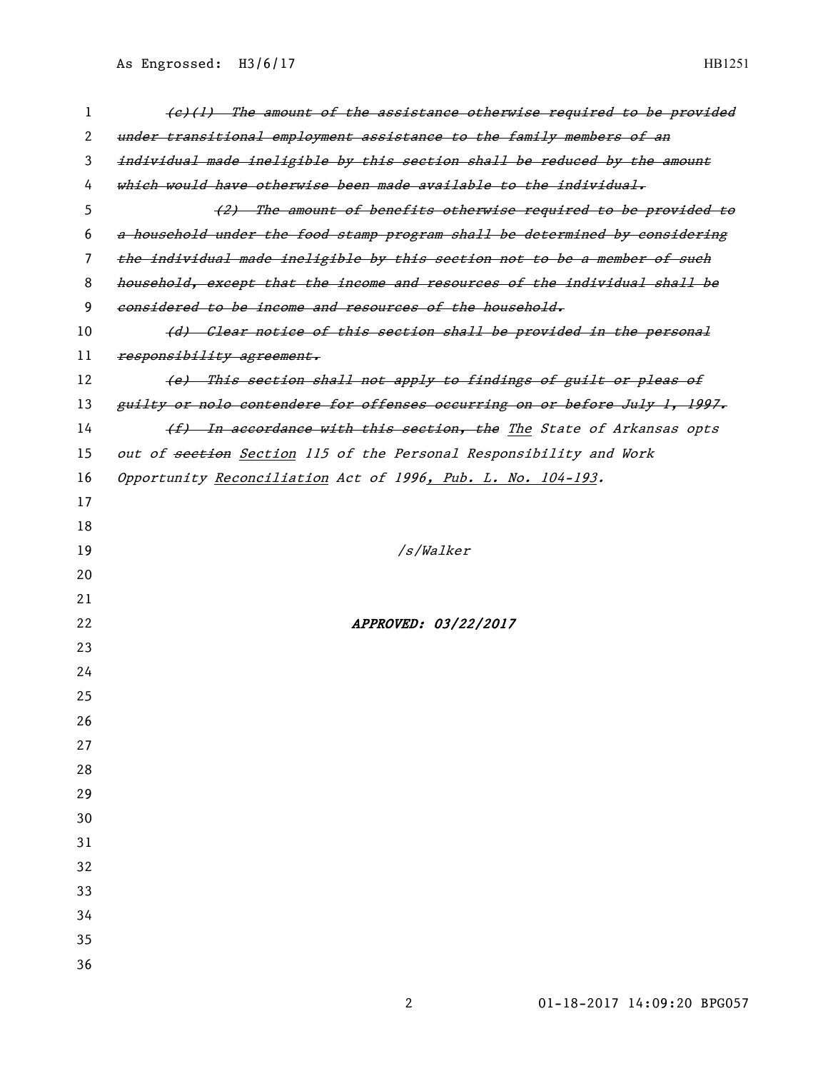~~*(c)(1) The amount of the assistance otherwise required to be provided under transitional employment assistance to the family members of an individual made ineligible by this section shall be reduced by the amount which would have otherwise been made available to the individual.*~~

~~*(2) The amount of benefits otherwise required to be provided to a household under the food stamp program shall be determined by considering the individual made ineligible by this section not to be a member of such household, except that the income and resources of the individual shall be considered to be income and resources of the household.*~~

~~*(d) Clear notice of this section shall be provided in the personal responsibility agreement.*~~

~~*(e) This section shall not apply to findings of guilt or pleas of guilty or nolo contendere for offenses occurring on or before July 1, 1997.*~~

~~*(f) In accordance with this section, the*~~ *The State of Arkansas opts out of* ~~*section*~~ *Section 115 of the Personal Responsibility and Work Opportunity Reconciliation Act of 1996, Pub. L. No. 104-193.*

*/s/Walker*

***APPROVED: 03/22/2017***